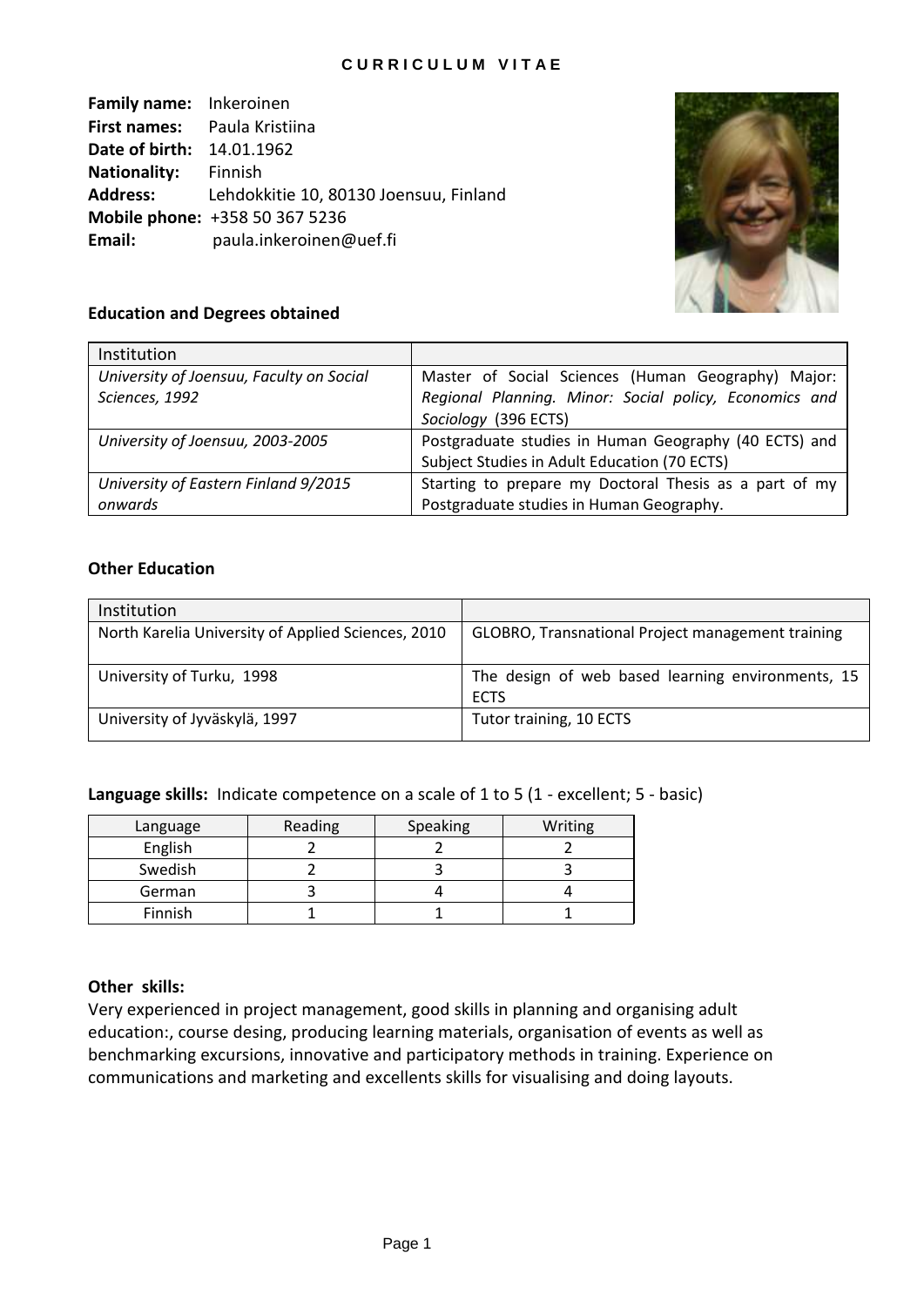**CURRICULUM VITAE**

**Family name:** Inkeroinen
**First names:** Paula Kristiina
**Date of birth:** 14.01.1962
**Nationality:** Finnish
**Address:** Lehdokkitie 10, 80130 Joensuu, Finland
**Mobile phone:** +358 50 367 5236
**Email:** paula.inkeroinen@uef.fi

**Education and Degrees obtained**

| Institution | |
|---|---|
| *University of Joensuu, Faculty on Social Sciences, 1992* | Master of Social Sciences (Human Geography) Major: *Regional Planning. Minor: Social policy, Economics and Sociology* (396 ECTS) |
| *University of Joensuu, 2003-2005* | Postgraduate studies in Human Geography (40 ECTS) and Subject Studies in Adult Education (70 ECTS) |
| *University of Eastern Finland 9/2015 onwards* | Starting to prepare my Doctoral Thesis as a part of my Postgraduate studies in Human Geography. |

**Other Education**

| Institution | |
|---|---|
| North Karelia University of Applied Sciences, 2010 | GLOBRO, Transnational Project management training |
| University of Turku, 1998 | The design of web based learning environments, 15 ECTS |
| University of Jyväskylä, 1997 | Tutor training, 10 ECTS |

**Language skills:** Indicate competence on a scale of 1 to 5 (1 - excellent; 5 - basic)

| Language | Reading | Speaking | Writing |
|---|---|---|---|
| English | 2 | 2 | 2 |
| Swedish | 2 | 3 | 3 |
| German | 3 | 4 | 4 |
| Finnish | 1 | 1 | 1 |

**Other skills:**

Very experienced in project management, good skills in planning and organising adult education:, course desing, producing learning materials, organisation of events as well as benchmarking excursions, innovative and participatory methods in training. Experience on communications and marketing and excellents skills for visualising and doing layouts.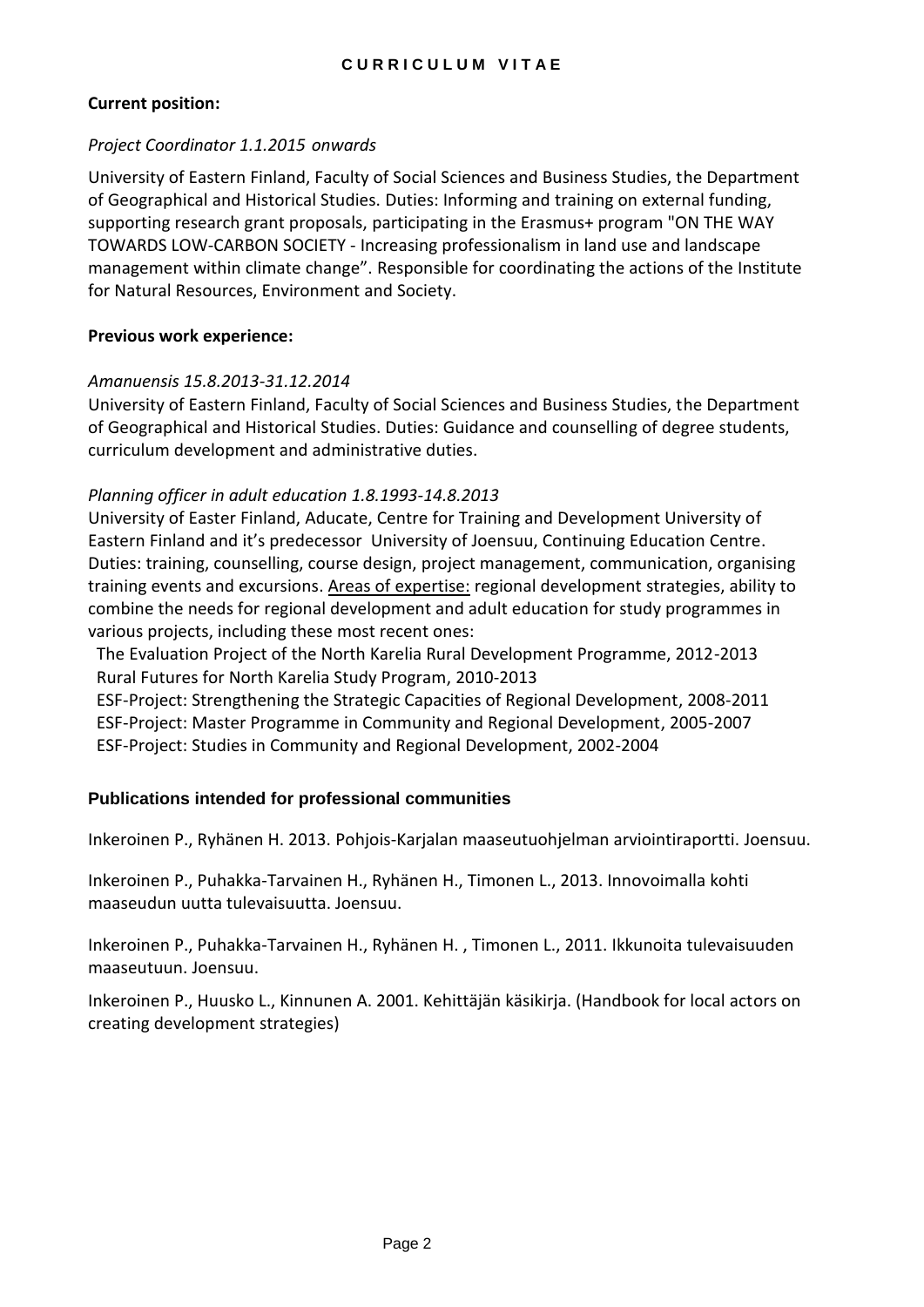**CURRICULUM VITAE**

**Current position:**

*Project Coordinator 1.1.2015 onwards*

University of Eastern Finland, Faculty of Social Sciences and Business Studies, the Department of Geographical and Historical Studies. Duties: Informing and training on external funding, supporting research grant proposals, participating in the Erasmus+ program "ON THE WAY TOWARDS LOW-CARBON SOCIETY - Increasing professionalism in land use and landscape management within climate change". Responsible for coordinating the actions of the Institute for Natural Resources, Environment and Society.

**Previous work experience:**

*Amanuensis 15.8.2013-31.12.2014*

University of Eastern Finland, Faculty of Social Sciences and Business Studies, the Department of Geographical and Historical Studies. Duties: Guidance and counselling of degree students, curriculum development and administrative duties.

*Planning officer in adult education 1.8.1993-14.8.2013*

University of Easter Finland, Aducate, Centre for Training and Development University of Eastern Finland and it's predecessor University of Joensuu, Continuing Education Centre. Duties: training, counselling, course design, project management, communication, organising training events and excursions. Areas of expertise: regional development strategies, ability to combine the needs for regional development and adult education for study programmes in various projects, including these most recent ones:

The Evaluation Project of the North Karelia Rural Development Programme, 2012-2013
Rural Futures for North Karelia Study Program, 2010-2013
ESF-Project: Strengthening the Strategic Capacities of Regional Development, 2008-2011
ESF-Project: Master Programme in Community and Regional Development, 2005-2007
ESF-Project: Studies in Community and Regional Development, 2002-2004

**Publications intended for professional communities**

Inkeroinen P., Ryhänen H. 2013. Pohjois-Karjalan maaseutuohjelman arviointiraportti. Joensuu.

Inkeroinen P., Puhakka-Tarvainen H., Ryhänen H., Timonen L., 2013. Innovoimalla kohti maaseudun uutta tulevaisuutta. Joensuu.

Inkeroinen P., Puhakka-Tarvainen H., Ryhänen H. , Timonen L., 2011. Ikkunoita tulevaisuuden maaseutuun. Joensuu.

Inkeroinen P., Huusko L., Kinnunen A. 2001. Kehittäjän käsikirja. (Handbook for local actors on creating development strategies)